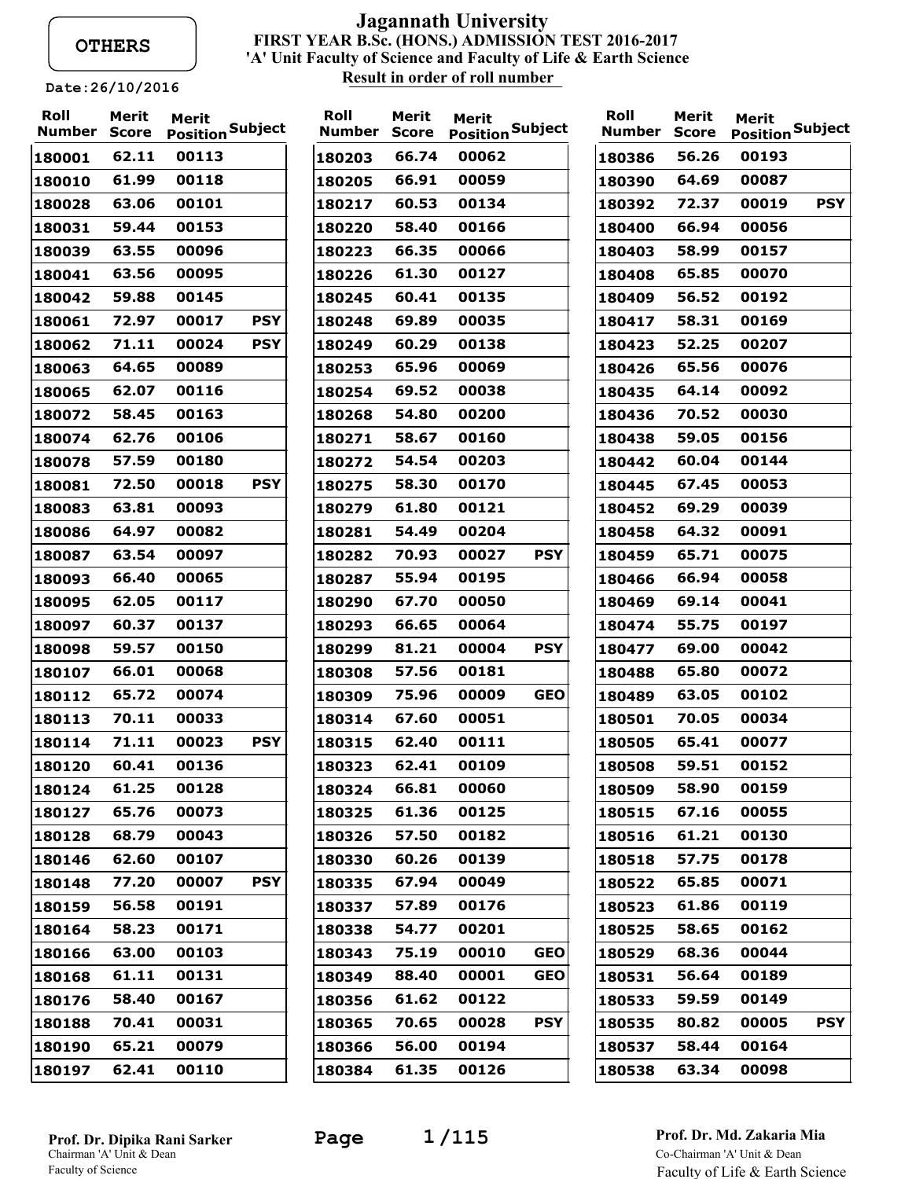OTHERS

# Jagannath University

## FIRST YEAR B.Sc. (HONS.) ADMISSION TEST 2016-2017

### 'A' Unit Faculty of Science and Faculty of Life & Earth Science

**Result in order of roll number**

Date:26/10/2016

| Roll Number | Merit Score | Merit Position | Subject |
|---|---|---|---|
| 180001 | 62.11 | 00113 | |
| 180010 | 61.99 | 00118 | |
| 180028 | 63.06 | 00101 | |
| 180031 | 59.44 | 00153 | |
| 180039 | 63.55 | 00096 | |
| 180041 | 63.56 | 00095 | |
| 180042 | 59.88 | 00145 | |
| 180061 | 72.97 | 00017 | PSY |
| 180062 | 71.11 | 00024 | PSY |
| 180063 | 64.65 | 00089 | |
| 180065 | 62.07 | 00116 | |
| 180072 | 58.45 | 00163 | |
| 180074 | 62.76 | 00106 | |
| 180078 | 57.59 | 00180 | |
| 180081 | 72.50 | 00018 | PSY |
| 180083 | 63.81 | 00093 | |
| 180086 | 64.97 | 00082 | |
| 180087 | 63.54 | 00097 | |
| 180093 | 66.40 | 00065 | |
| 180095 | 62.05 | 00117 | |
| 180097 | 60.37 | 00137 | |
| 180098 | 59.57 | 00150 | |
| 180107 | 66.01 | 00068 | |
| 180112 | 65.72 | 00074 | |
| 180113 | 70.11 | 00033 | |
| 180114 | 71.11 | 00023 | PSY |
| 180120 | 60.41 | 00136 | |
| 180124 | 61.25 | 00128 | |
| 180127 | 65.76 | 00073 | |
| 180128 | 68.79 | 00043 | |
| 180146 | 62.60 | 00107 | |
| 180148 | 77.20 | 00007 | PSY |
| 180159 | 56.58 | 00191 | |
| 180164 | 58.23 | 00171 | |
| 180166 | 63.00 | 00103 | |
| 180168 | 61.11 | 00131 | |
| 180176 | 58.40 | 00167 | |
| 180188 | 70.41 | 00031 | |
| 180190 | 65.21 | 00079 | |
| 180197 | 62.41 | 00110 | |
| 180203 | 66.74 | 00062 | |
| 180205 | 66.91 | 00059 | |
| 180217 | 60.53 | 00134 | |
| 180220 | 58.40 | 00166 | |
| 180223 | 66.35 | 00066 | |
| 180226 | 61.30 | 00127 | |
| 180245 | 60.41 | 00135 | |
| 180248 | 69.89 | 00035 | |
| 180249 | 60.29 | 00138 | |
| 180253 | 65.96 | 00069 | |
| 180254 | 69.52 | 00038 | |
| 180268 | 54.80 | 00200 | |
| 180271 | 58.67 | 00160 | |
| 180272 | 54.54 | 00203 | |
| 180275 | 58.30 | 00170 | |
| 180279 | 61.80 | 00121 | |
| 180281 | 54.49 | 00204 | |
| 180282 | 70.93 | 00027 | PSY |
| 180287 | 55.94 | 00195 | |
| 180290 | 67.70 | 00050 | |
| 180293 | 66.65 | 00064 | |
| 180299 | 81.21 | 00004 | PSY |
| 180308 | 57.56 | 00181 | |
| 180309 | 75.96 | 00009 | GEO |
| 180314 | 67.60 | 00051 | |
| 180315 | 62.40 | 00111 | |
| 180323 | 62.41 | 00109 | |
| 180324 | 66.81 | 00060 | |
| 180325 | 61.36 | 00125 | |
| 180326 | 57.50 | 00182 | |
| 180330 | 60.26 | 00139 | |
| 180335 | 67.94 | 00049 | |
| 180337 | 57.89 | 00176 | |
| 180338 | 54.77 | 00201 | |
| 180343 | 75.19 | 00010 | GEO |
| 180349 | 88.40 | 00001 | GEO |
| 180356 | 61.62 | 00122 | |
| 180365 | 70.65 | 00028 | PSY |
| 180366 | 56.00 | 00194 | |
| 180384 | 61.35 | 00126 | |
| 180386 | 56.26 | 00193 | |
| 180390 | 64.69 | 00087 | |
| 180392 | 72.37 | 00019 | PSY |
| 180400 | 66.94 | 00056 | |
| 180403 | 58.99 | 00157 | |
| 180408 | 65.85 | 00070 | |
| 180409 | 56.52 | 00192 | |
| 180417 | 58.31 | 00169 | |
| 180423 | 52.25 | 00207 | |
| 180426 | 65.56 | 00076 | |
| 180435 | 64.14 | 00092 | |
| 180436 | 70.52 | 00030 | |
| 180438 | 59.05 | 00156 | |
| 180442 | 60.04 | 00144 | |
| 180445 | 67.45 | 00053 | |
| 180452 | 69.29 | 00039 | |
| 180458 | 64.32 | 00091 | |
| 180459 | 65.71 | 00075 | |
| 180466 | 66.94 | 00058 | |
| 180469 | 69.14 | 00041 | |
| 180474 | 55.75 | 00197 | |
| 180477 | 69.00 | 00042 | |
| 180488 | 65.80 | 00072 | |
| 180489 | 63.05 | 00102 | |
| 180501 | 70.05 | 00034 | |
| 180505 | 65.41 | 00077 | |
| 180508 | 59.51 | 00152 | |
| 180509 | 58.90 | 00159 | |
| 180515 | 67.16 | 00055 | |
| 180516 | 61.21 | 00130 | |
| 180518 | 57.75 | 00178 | |
| 180522 | 65.85 | 00071 | |
| 180523 | 61.86 | 00119 | |
| 180525 | 58.65 | 00162 | |
| 180529 | 68.36 | 00044 | |
| 180531 | 56.64 | 00189 | |
| 180533 | 59.59 | 00149 | |
| 180535 | 80.82 | 00005 | PSY |
| 180537 | 58.44 | 00164 | |
| 180538 | 63.34 | 00098 | |

**Prof. Dr. Dipika Rani Sarker**
Chairman 'A' Unit & Dean
Faculty of Science

**Prof. Dr. Md. Zakaria Mia**
Co-Chairman 'A' Unit & Dean
Faculty of Life & Earth Science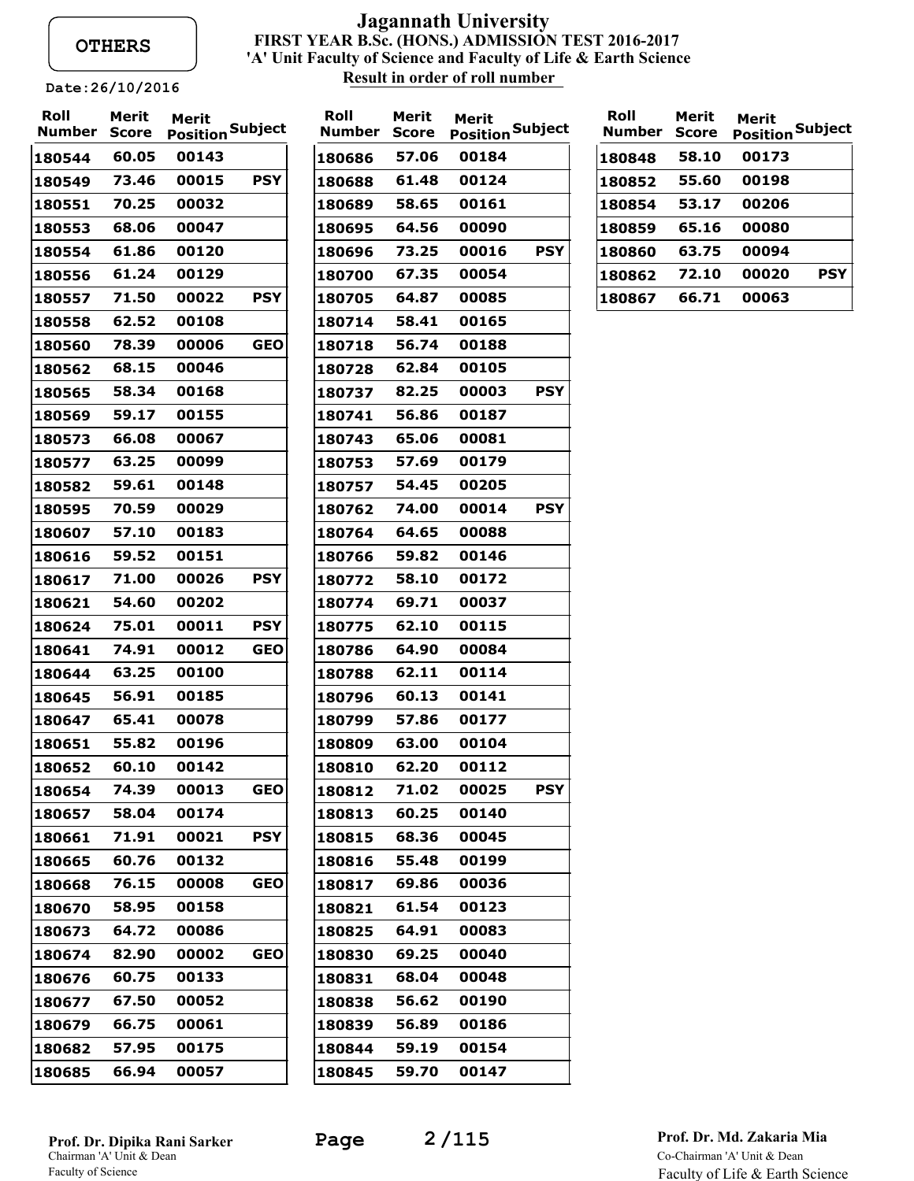OTHERS

# Jagannath University

## FIRST YEAR B.Sc. (HONS.) ADMISSION TEST 2016-2017

### 'A' Unit Faculty of Science and Faculty of Life & Earth Science

**Result in order of roll number**

Date:26/10/2016

| Roll Number | Merit Score | Merit Position | Subject |
|---|---|---|---|
| 180544 | 60.05 | 00143 | |
| 180549 | 73.46 | 00015 | PSY |
| 180551 | 70.25 | 00032 | |
| 180553 | 68.06 | 00047 | |
| 180554 | 61.86 | 00120 | |
| 180556 | 61.24 | 00129 | |
| 180557 | 71.50 | 00022 | PSY |
| 180558 | 62.52 | 00108 | |
| 180560 | 78.39 | 00006 | GEO |
| 180562 | 68.15 | 00046 | |
| 180565 | 58.34 | 00168 | |
| 180569 | 59.17 | 00155 | |
| 180573 | 66.08 | 00067 | |
| 180577 | 63.25 | 00099 | |
| 180582 | 59.61 | 00148 | |
| 180595 | 70.59 | 00029 | |
| 180607 | 57.10 | 00183 | |
| 180616 | 59.52 | 00151 | |
| 180617 | 71.00 | 00026 | PSY |
| 180621 | 54.60 | 00202 | |
| 180624 | 75.01 | 00011 | PSY |
| 180641 | 74.91 | 00012 | GEO |
| 180644 | 63.25 | 00100 | |
| 180645 | 56.91 | 00185 | |
| 180647 | 65.41 | 00078 | |
| 180651 | 55.82 | 00196 | |
| 180652 | 60.10 | 00142 | |
| 180654 | 74.39 | 00013 | GEO |
| 180657 | 58.04 | 00174 | |
| 180661 | 71.91 | 00021 | PSY |
| 180665 | 60.76 | 00132 | |
| 180668 | 76.15 | 00008 | GEO |
| 180670 | 58.95 | 00158 | |
| 180673 | 64.72 | 00086 | |
| 180674 | 82.90 | 00002 | GEO |
| 180676 | 60.75 | 00133 | |
| 180677 | 67.50 | 00052 | |
| 180679 | 66.75 | 00061 | |
| 180682 | 57.95 | 00175 | |
| 180685 | 66.94 | 00057 | |
| 180686 | 57.06 | 00184 | |
| 180688 | 61.48 | 00124 | |
| 180689 | 58.65 | 00161 | |
| 180695 | 64.56 | 00090 | |
| 180696 | 73.25 | 00016 | PSY |
| 180700 | 67.35 | 00054 | |
| 180705 | 64.87 | 00085 | |
| 180714 | 58.41 | 00165 | |
| 180718 | 56.74 | 00188 | |
| 180728 | 62.84 | 00105 | |
| 180737 | 82.25 | 00003 | PSY |
| 180741 | 56.86 | 00187 | |
| 180743 | 65.06 | 00081 | |
| 180753 | 57.69 | 00179 | |
| 180757 | 54.45 | 00205 | |
| 180762 | 74.00 | 00014 | PSY |
| 180764 | 64.65 | 00088 | |
| 180766 | 59.82 | 00146 | |
| 180772 | 58.10 | 00172 | |
| 180774 | 69.71 | 00037 | |
| 180775 | 62.10 | 00115 | |
| 180786 | 64.90 | 00084 | |
| 180788 | 62.11 | 00114 | |
| 180796 | 60.13 | 00141 | |
| 180799 | 57.86 | 00177 | |
| 180809 | 63.00 | 00104 | |
| 180810 | 62.20 | 00112 | |
| 180812 | 71.02 | 00025 | PSY |
| 180813 | 60.25 | 00140 | |
| 180815 | 68.36 | 00045 | |
| 180816 | 55.48 | 00199 | |
| 180817 | 69.86 | 00036 | |
| 180821 | 61.54 | 00123 | |
| 180825 | 64.91 | 00083 | |
| 180830 | 69.25 | 00040 | |
| 180831 | 68.04 | 00048 | |
| 180838 | 56.62 | 00190 | |
| 180839 | 56.89 | 00186 | |
| 180844 | 59.19 | 00154 | |
| 180845 | 59.70 | 00147 | |
| 180848 | 58.10 | 00173 | |
| 180852 | 55.60 | 00198 | |
| 180854 | 53.17 | 00206 | |
| 180859 | 65.16 | 00080 | |
| 180860 | 63.75 | 00094 | |
| 180862 | 72.10 | 00020 | PSY |
| 180867 | 66.71 | 00063 | |

**Prof. Dr. Dipika Rani Sarker**
Chairman 'A' Unit & Dean
Faculty of Science

**Prof. Dr. Md. Zakaria Mia**
Co-Chairman 'A' Unit & Dean
Faculty of Life & Earth Science